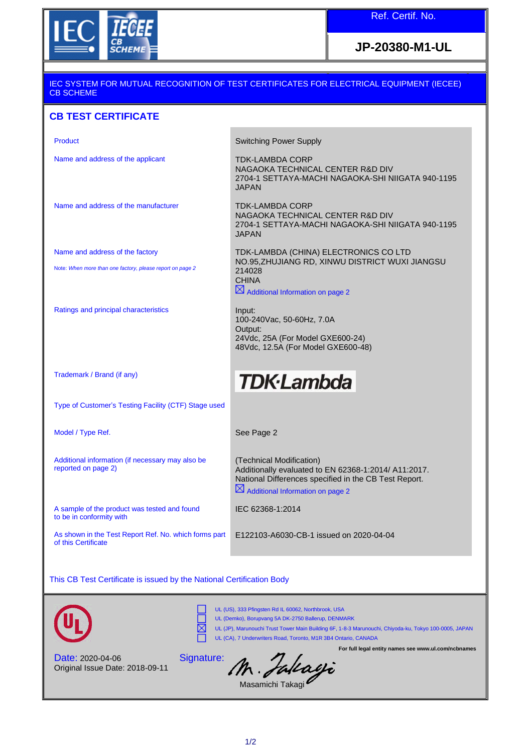Ref. Certif. No.

**JP-20380-M1-UL**

IEC SYSTEM FOR MUTUAL RECOGNITION OF TEST CERTIFICATES FOR ELECTRICAL EQUIPMENT (IECEE) CB SCHEME

## CB TEST CERTIFICATE

| | |
|---|---|
| Product | Switching Power Supply |
| Name and address of the applicant | TDK-LAMBDA CORP<br>NAGAOKA TECHNICAL CENTER R&D DIV<br>2704-1 SETTAYA-MACHI NAGAOKA-SHI NIIGATA 940-1195<br>JAPAN |
| Name and address of the manufacturer | TDK-LAMBDA CORP<br>NAGAOKA TECHNICAL CENTER R&D DIV<br>2704-1 SETTAYA-MACHI NAGAOKA-SHI NIIGATA 940-1195<br>JAPAN |
| Name and address of the factory<br>Note: *When more than one factory, please report on page 2* | TDK-LAMBDA (CHINA) ELECTRONICS CO LTD<br>NO.95,ZHUJIANG RD, XINWU DISTRICT WUXI JIANGSU<br>214028<br>CHINA<br>☒ Additional Information on page 2 |
| Ratings and principal characteristics | Input:<br>100-240Vac, 50-60Hz, 7.0A<br>Output:<br>24Vdc, 25A (For Model GXE600-24)<br>48Vdc, 12.5A (For Model GXE600-48) |
| Trademark / Brand (if any) | TDK·Lambda |
| Type of Customer's Testing Facility (CTF) Stage used | |
| Model / Type Ref. | See Page 2 |
| Additional information (if necessary may also be reported on page 2) | (Technical Modification)<br>Additionally evaluated to EN 62368-1:2014/ A11:2017.<br>National Differences specified in the CB Test Report.<br>☒ Additional Information on page 2 |
| A sample of the product was tested and found to be in conformity with | IEC 62368-1:2014 |
| As shown in the Test Report Ref. No. which forms part of this Certificate | E122103-A6030-CB-1 issued on 2020-04-04 |

This CB Test Certificate is issued by the National Certification Body

- ☐ UL (US), 333 Pfingsten Rd IL 60062, Northbrook, USA
- ☐ UL (Demko), Borupvang 5A DK-2750 Ballerup, DENMARK
- ☒ UL (JP), Marunouchi Trust Tower Main Building 6F, 1-8-3 Marunouchi, Chiyoda-ku, Tokyo 100-0005, JAPAN
- ☐ UL (CA), 7 Underwriters Road, Toronto, M1R 3B4 Ontario, CANADA

**For full legal entity names see www.ul.com/ncbnames**

Date: 2020-04-06
Original Issue Date: 2018-09-11

Signature: M. Takagi
Masamichi Takagi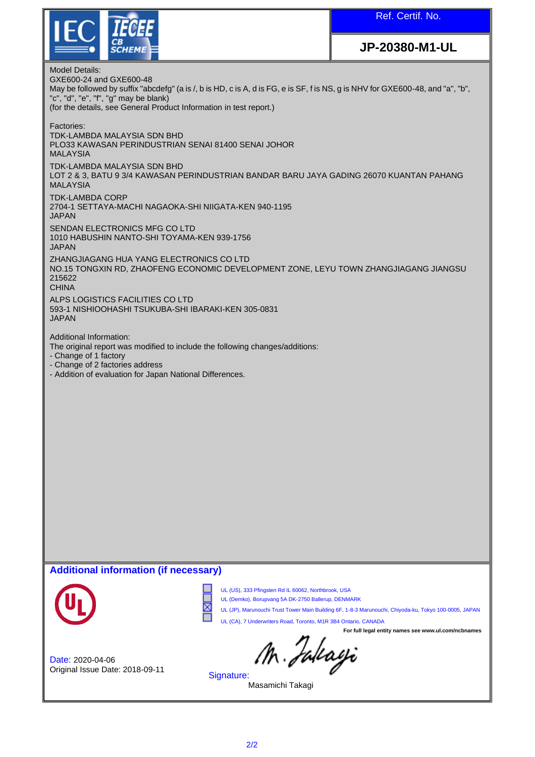Ref. Certif. No.

**JP-20380-M1-UL**

Model Details:
GXE600-24 and GXE600-48
May be followed by suffix "abcdefg" (a is /, b is HD, c is A, d is FG, e is SF, f is NS, g is NHV for GXE600-48, and "a", "b", "c", "d", "e", "f", "g" may be blank)
(for the details, see General Product Information in test report.)

Factories:
TDK-LAMBDA MALAYSIA SDN BHD
PLO33 KAWASAN PERINDUSTRIAN SENAI 81400 SENAI JOHOR
MALAYSIA

TDK-LAMBDA MALAYSIA SDN BHD
LOT 2 & 3, BATU 9 3/4 KAWASAN PERINDUSTRIAN BANDAR BARU JAYA GADING 26070 KUANTAN PAHANG
MALAYSIA

TDK-LAMBDA CORP
2704-1 SETTAYA-MACHI NAGAOKA-SHI NIIGATA-KEN 940-1195
JAPAN

SENDAN ELECTRONICS MFG CO LTD
1010 HABUSHIN NANTO-SHI TOYAMA-KEN 939-1756
JAPAN

ZHANGJIAGANG HUA YANG ELECTRONICS CO LTD
NO.15 TONGXIN RD, ZHAOFENG ECONOMIC DEVELOPMENT ZONE, LEYU TOWN ZHANGJIAGANG JIANGSU
215622
CHINA

ALPS LOGISTICS FACILITIES CO LTD
593-1 NISHIOOHASHI TSUKUBA-SHI IBARAKI-KEN 305-0831
JAPAN

Additional Information:
The original report was modified to include the following changes/additions:
- Change of 1 factory
- Change of 2 factories address
- Addition of evaluation for Japan National Differences.

## Additional information (if necessary)

- ☐ UL (US), 333 Pfingsten Rd IL 60062, Northbrook, USA
- ☐ UL (Demko), Borupvang 5A DK-2750 Ballerup, DENMARK
- ☒ UL (JP), Marunouchi Trust Tower Main Building 6F, 1-8-3 Marunouchi, Chiyoda-ku, Tokyo 100-0005, JAPAN
- ☐ UL (CA), 7 Underwriters Road, Toronto, M1R 3B4 Ontario, CANADA

**For full legal entity names see www.ul.com/ncbnames**

Date: 2020-04-06
Original Issue Date: 2018-09-11

Signature:
Masamichi Takagi